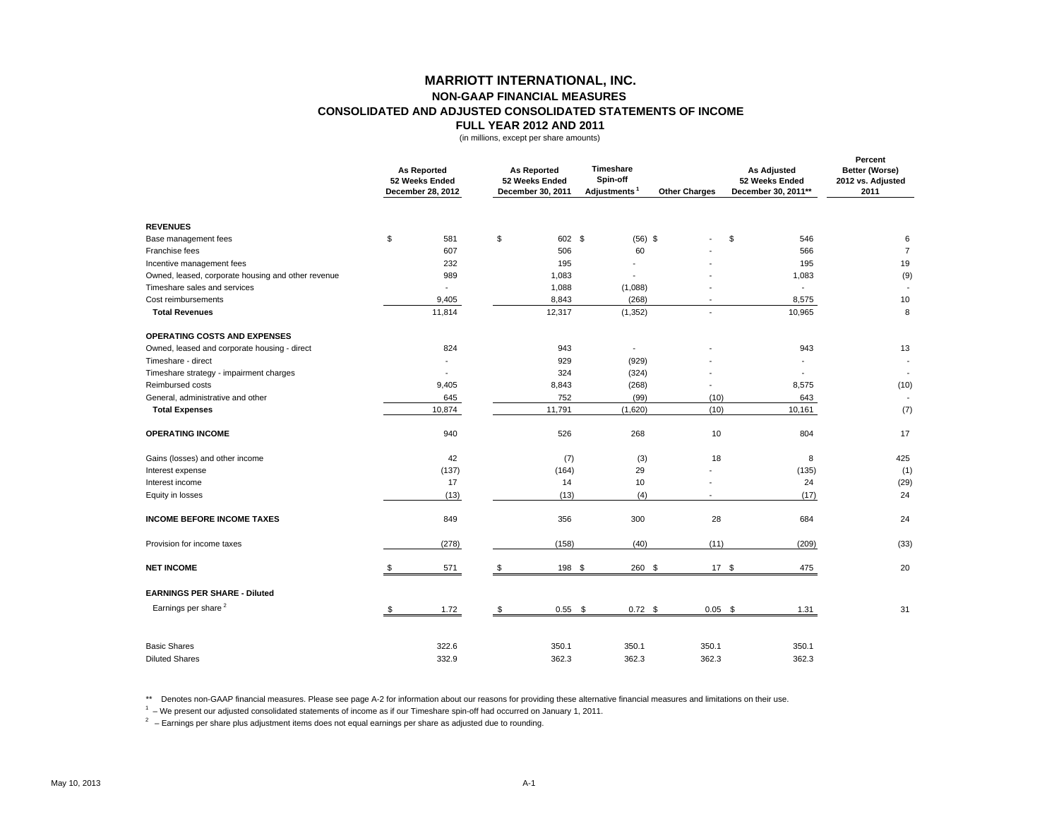# MARRIOTT INTERNATIONAL, INC.

## NON-GAAP FINANCIAL MEASURES

## CONSOLIDATED AND ADJUSTED CONSOLIDATED STATEMENTS OF INCOME

## FULL YEAR 2012 AND 2011

(in millions, except per share amounts)

| | As Reported 52 Weeks Ended December 28, 2012 | As Reported 52 Weeks Ended December 30, 2011 | Timeshare Spin-off Adjustments [1] | Other Charges | As Adjusted 52 Weeks Ended December 30, 2011** | Percent Better (Worse) 2012 vs. Adjusted 2011 |
|---|---|---|---|---|---|---|
| **REVENUES** | | | | | | |
| Base management fees | $ 581 | $ 602 | $ (56) | $ - | $ 546 | 6 |
| Franchise fees | 607 | 506 | 60 | - | 566 | 7 |
| Incentive management fees | 232 | 195 | - | - | 195 | 19 |
| Owned, leased, corporate housing and other revenue | 989 | 1,083 | - | - | 1,083 | (9) |
| Timeshare sales and services | - | 1,088 | (1,088) | - | - | - |
| Cost reimbursements | 9,405 | 8,843 | (268) | - | 8,575 | 10 |
| **Total Revenues** | 11,814 | 12,317 | (1,352) | - | 10,965 | 8 |
| **OPERATING COSTS AND EXPENSES** | | | | | | |
| Owned, leased and corporate housing - direct | 824 | 943 | - | - | 943 | 13 |
| Timeshare - direct | - | 929 | (929) | - | - | - |
| Timeshare strategy - impairment charges | - | 324 | (324) | - | - | - |
| Reimbursed costs | 9,405 | 8,843 | (268) | - | 8,575 | (10) |
| General, administrative and other | 645 | 752 | (99) | (10) | 643 | - |
| **Total Expenses** | 10,874 | 11,791 | (1,620) | (10) | 10,161 | (7) |
| **OPERATING INCOME** | 940 | 526 | 268 | 10 | 804 | 17 |
| Gains (losses) and other income | 42 | (7) | (3) | 18 | 8 | 425 |
| Interest expense | (137) | (164) | 29 | - | (135) | (1) |
| Interest income | 17 | 14 | 10 | - | 24 | (29) |
| Equity in losses | (13) | (13) | (4) | - | (17) | 24 |
| **INCOME BEFORE INCOME TAXES** | 849 | 356 | 300 | 28 | 684 | 24 |
| Provision for income taxes | (278) | (158) | (40) | (11) | (209) | (33) |
| **NET INCOME** | $ 571 | $ 198 | $ 260 | $ 17 | $ 475 | 20 |
| **EARNINGS PER SHARE - Diluted** | | | | | | |
| Earnings per share [2] | $ 1.72 | $ 0.55 | $ 0.72 | $ 0.05 | $ 1.31 | 31 |
| Basic Shares | 322.6 | 350.1 | 350.1 | 350.1 | 350.1 | |
| Diluted Shares | 332.9 | 362.3 | 362.3 | 362.3 | 362.3 | |

** Denotes non-GAAP financial measures. Please see page A-2 for information about our reasons for providing these alternative financial measures and limitations on their use.

[1] – We present our adjusted consolidated statements of income as if our Timeshare spin-off had occurred on January 1, 2011.

[2] – Earnings per share plus adjustment items does not equal earnings per share as adjusted due to rounding.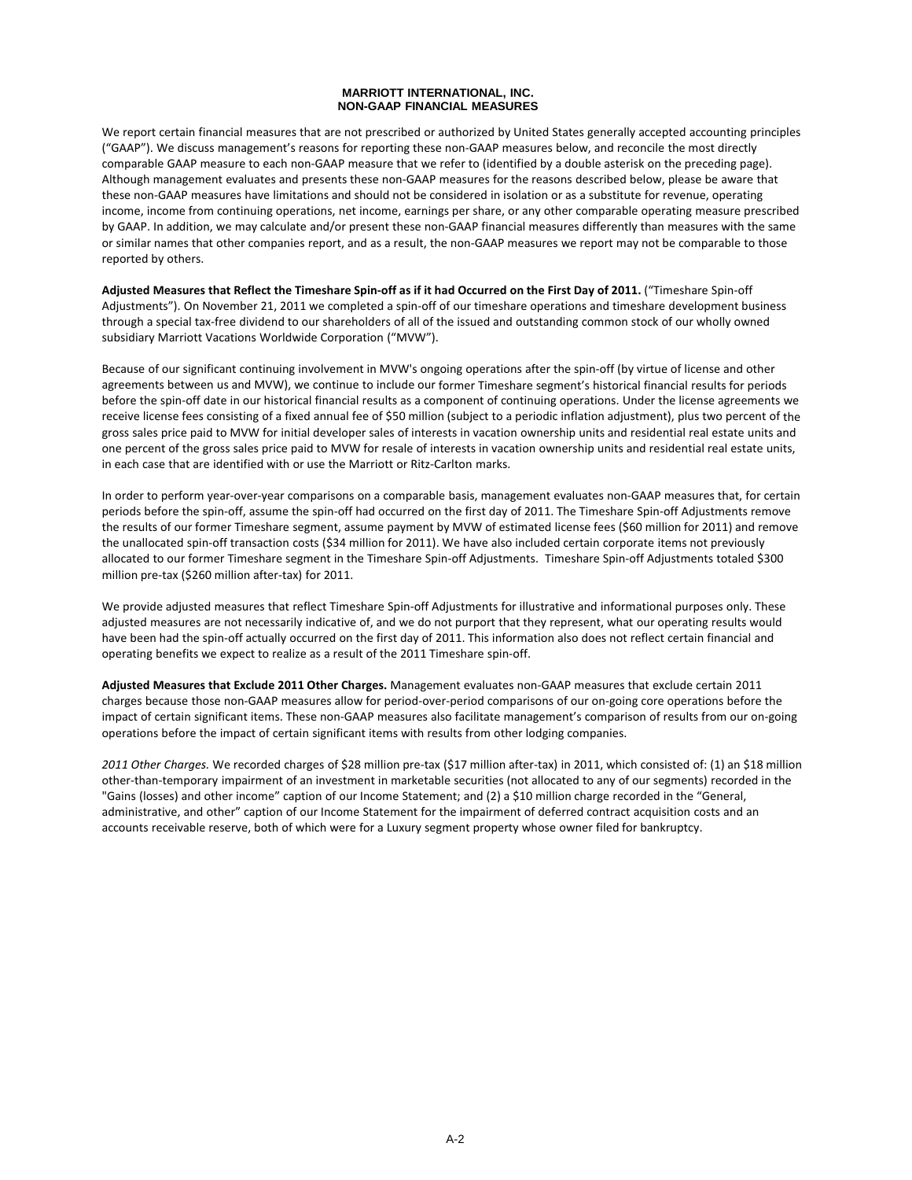**MARRIOTT INTERNATIONAL, INC.**
**NON-GAAP FINANCIAL MEASURES**

We report certain financial measures that are not prescribed or authorized by United States generally accepted accounting principles ("GAAP"). We discuss management's reasons for reporting these non-GAAP measures below, and reconcile the most directly comparable GAAP measure to each non-GAAP measure that we refer to (identified by a double asterisk on the preceding page). Although management evaluates and presents these non-GAAP measures for the reasons described below, please be aware that these non-GAAP measures have limitations and should not be considered in isolation or as a substitute for revenue, operating income, income from continuing operations, net income, earnings per share, or any other comparable operating measure prescribed by GAAP. In addition, we may calculate and/or present these non-GAAP financial measures differently than measures with the same or similar names that other companies report, and as a result, the non-GAAP measures we report may not be comparable to those reported by others.

**Adjusted Measures that Reflect the Timeshare Spin-off as if it had Occurred on the First Day of 2011.** ("Timeshare Spin-off Adjustments"). On November 21, 2011 we completed a spin-off of our timeshare operations and timeshare development business through a special tax-free dividend to our shareholders of all of the issued and outstanding common stock of our wholly owned subsidiary Marriott Vacations Worldwide Corporation ("MVW").

Because of our significant continuing involvement in MVW's ongoing operations after the spin-off (by virtue of license and other agreements between us and MVW), we continue to include our former Timeshare segment's historical financial results for periods before the spin-off date in our historical financial results as a component of continuing operations. Under the license agreements we receive license fees consisting of a fixed annual fee of $50 million (subject to a periodic inflation adjustment), plus two percent of the gross sales price paid to MVW for initial developer sales of interests in vacation ownership units and residential real estate units and one percent of the gross sales price paid to MVW for resale of interests in vacation ownership units and residential real estate units, in each case that are identified with or use the Marriott or Ritz-Carlton marks.

In order to perform year-over-year comparisons on a comparable basis, management evaluates non-GAAP measures that, for certain periods before the spin-off, assume the spin-off had occurred on the first day of 2011. The Timeshare Spin-off Adjustments remove the results of our former Timeshare segment, assume payment by MVW of estimated license fees ($60 million for 2011) and remove the unallocated spin-off transaction costs ($34 million for 2011). We have also included certain corporate items not previously allocated to our former Timeshare segment in the Timeshare Spin-off Adjustments. Timeshare Spin-off Adjustments totaled $300 million pre-tax ($260 million after-tax) for 2011.

We provide adjusted measures that reflect Timeshare Spin-off Adjustments for illustrative and informational purposes only. These adjusted measures are not necessarily indicative of, and we do not purport that they represent, what our operating results would have been had the spin-off actually occurred on the first day of 2011. This information also does not reflect certain financial and operating benefits we expect to realize as a result of the 2011 Timeshare spin-off.

**Adjusted Measures that Exclude 2011 Other Charges.** Management evaluates non-GAAP measures that exclude certain 2011 charges because those non-GAAP measures allow for period-over-period comparisons of our on-going core operations before the impact of certain significant items. These non-GAAP measures also facilitate management's comparison of results from our on-going operations before the impact of certain significant items with results from other lodging companies.

*2011 Other Charges.* We recorded charges of $28 million pre-tax ($17 million after-tax) in 2011, which consisted of: (1) an $18 million other-than-temporary impairment of an investment in marketable securities (not allocated to any of our segments) recorded in the "Gains (losses) and other income" caption of our Income Statement; and (2) a $10 million charge recorded in the "General, administrative, and other" caption of our Income Statement for the impairment of deferred contract acquisition costs and an accounts receivable reserve, both of which were for a Luxury segment property whose owner filed for bankruptcy.